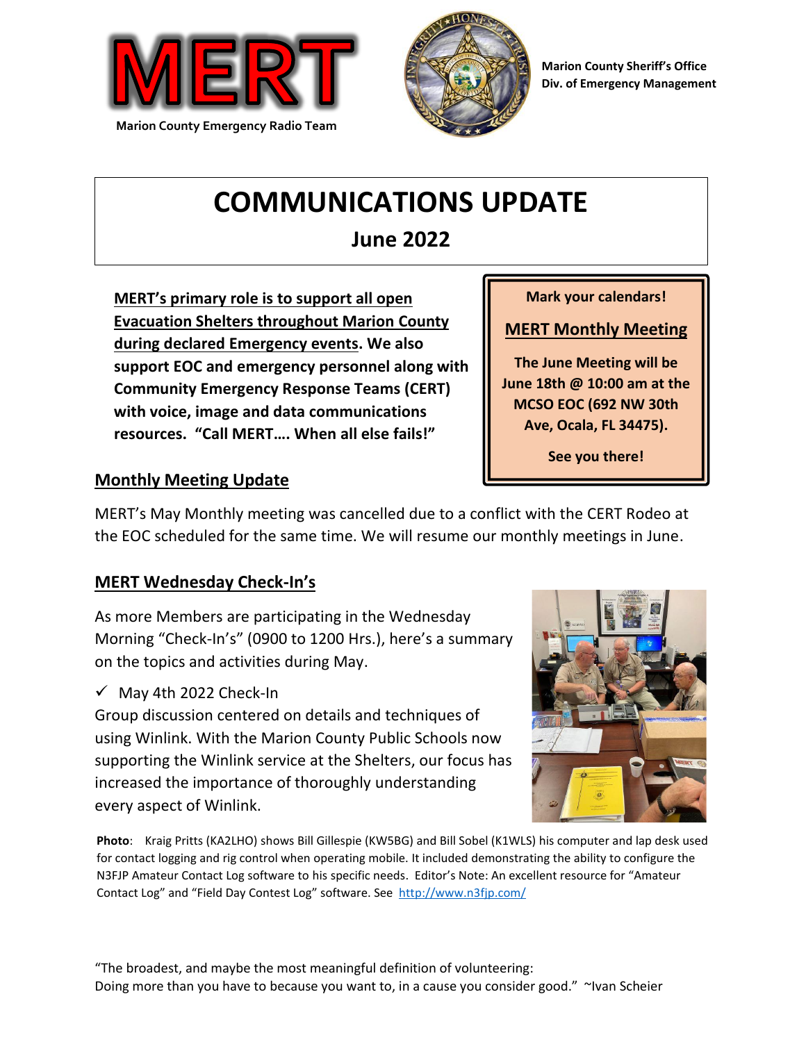# MERT

Marion County Emergency Radio Team

Marion County Sheriff's Office
Div. of Emergency Management

# COMMUNICATIONS UPDATE

## June 2022

**MERT's primary role is to support all open Evacuation Shelters throughout Marion County during declared Emergency events. We also support EOC and emergency personnel along with Community Emergency Response Teams (CERT) with voice, image and data communications resources. "Call MERT…. When all else fails!"**

**Mark your calendars!**

**MERT Monthly Meeting**

**The June Meeting will be June 18th @ 10:00 am at the MCSO EOC (692 NW 30th Ave, Ocala, FL 34475).**

**See you there!**

## Monthly Meeting Update

MERT's May Monthly meeting was cancelled due to a conflict with the CERT Rodeo at the EOC scheduled for the same time. We will resume our monthly meetings in June.

## MERT Wednesday Check-In's

As more Members are participating in the Wednesday Morning "Check-In's" (0900 to 1200 Hrs.), here's a summary on the topics and activities during May.

- ✓ May 4th 2022 Check-In

Group discussion centered on details and techniques of using Winlink. With the Marion County Public Schools now supporting the Winlink service at the Shelters, our focus has increased the importance of thoroughly understanding every aspect of Winlink.

**Photo**: Kraig Pritts (KA2LHO) shows Bill Gillespie (KW5BG) and Bill Sobel (K1WLS) his computer and lap desk used for contact logging and rig control when operating mobile. It included demonstrating the ability to configure the N3FJP Amateur Contact Log software to his specific needs. Editor's Note: An excellent resource for "Amateur Contact Log" and "Field Day Contest Log" software. See http://www.n3fjp.com/

"The broadest, and maybe the most meaningful definition of volunteering:
Doing more than you have to because you want to, in a cause you consider good." ~Ivan Scheier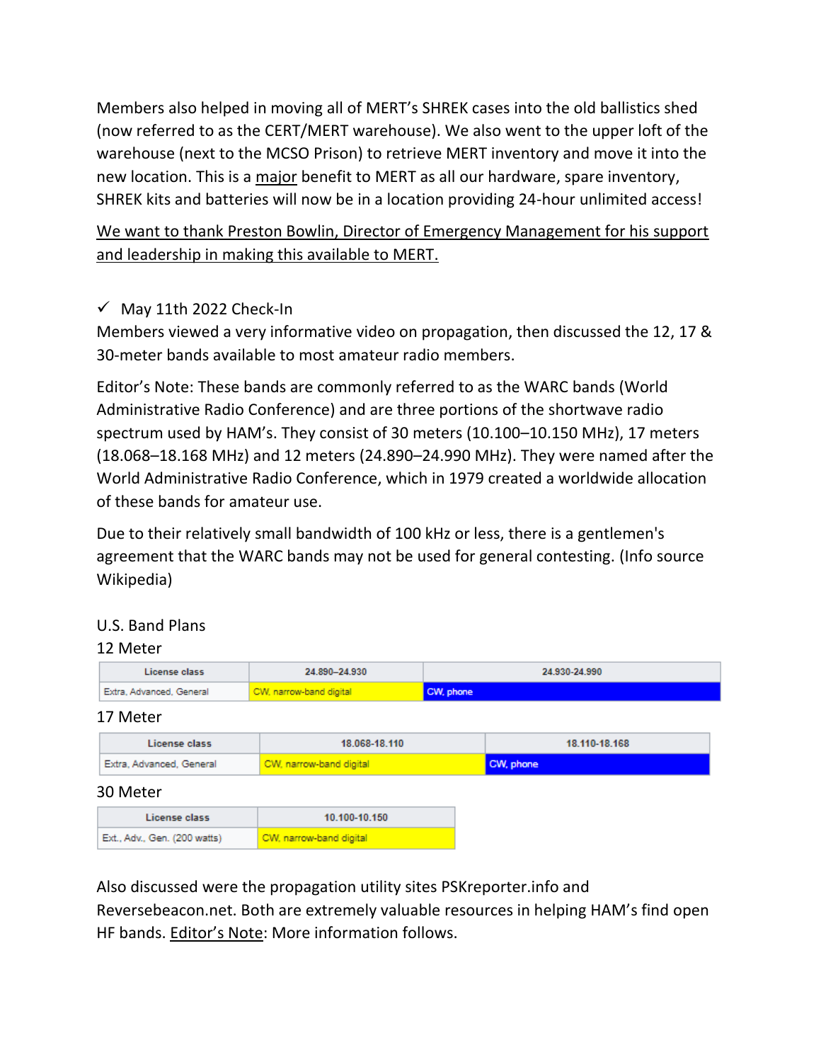Members also helped in moving all of MERT's SHREK cases into the old ballistics shed (now referred to as the CERT/MERT warehouse). We also went to the upper loft of the warehouse (next to the MCSO Prison) to retrieve MERT inventory and move it into the new location. This is a major benefit to MERT as all our hardware, spare inventory, SHREK kits and batteries will now be in a location providing 24-hour unlimited access!

We want to thank Preston Bowlin, Director of Emergency Management for his support and leadership in making this available to MERT.

- ✓ May 11th 2022 Check-In

Members viewed a very informative video on propagation, then discussed the 12, 17 & 30-meter bands available to most amateur radio members.

Editor's Note: These bands are commonly referred to as the WARC bands (World Administrative Radio Conference) and are three portions of the shortwave radio spectrum used by HAM's. They consist of 30 meters (10.100–10.150 MHz), 17 meters (18.068–18.168 MHz) and 12 meters (24.890–24.990 MHz). They were named after the World Administrative Radio Conference, which in 1979 created a worldwide allocation of these bands for amateur use.

Due to their relatively small bandwidth of 100 kHz or less, there is a gentlemen's agreement that the WARC bands may not be used for general contesting. (Info source Wikipedia)

U.S. Band Plans

12 Meter

| License class | 24.890–24.930 | 24.930-24.990 |
|---|---|---|
| Extra, Advanced, General | CW, narrow-band digital | CW, phone |

17 Meter

| License class | 18.068-18.110 | 18.110-18.168 |
|---|---|---|
| Extra, Advanced, General | CW, narrow-band digital | CW, phone |

30 Meter

| License class | 10.100-10.150 |
|---|---|
| Ext., Adv., Gen. (200 watts) | CW, narrow-band digital |

Also discussed were the propagation utility sites PSKreporter.info and Reversebeacon.net. Both are extremely valuable resources in helping HAM's find open HF bands. Editor's Note: More information follows.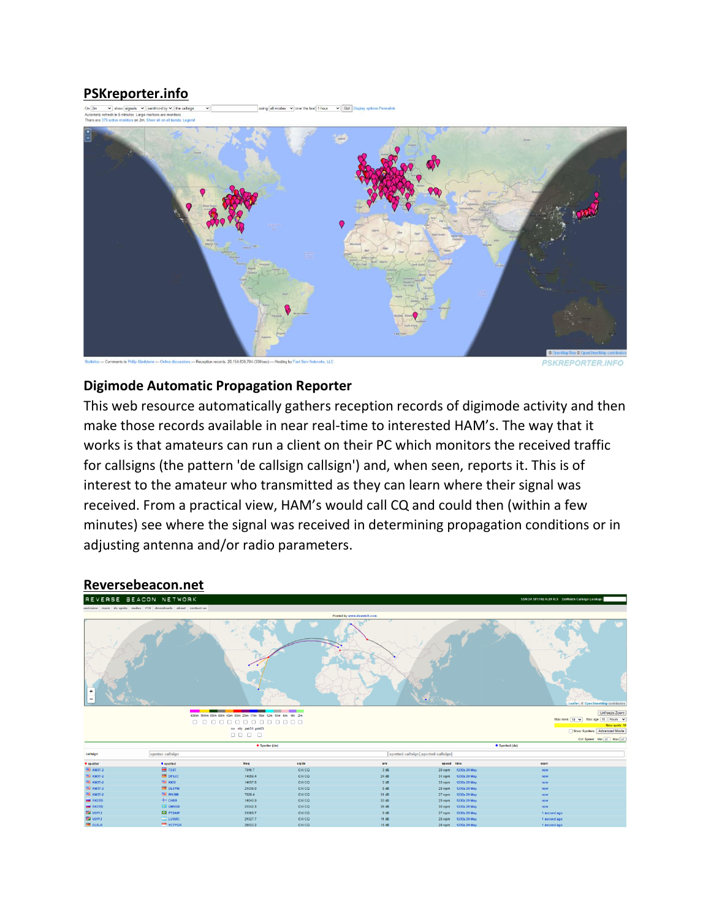## PSKreporter.info

### Digimode Automatic Propagation Reporter

This web resource automatically gathers reception records of digimode activity and then make those records available in near real-time to interested HAM's. The way that it works is that amateurs can run a client on their PC which monitors the received traffic for callsigns (the pattern 'de callsign callsign') and, when seen, reports it. This is of interest to the amateur who transmitted as they can learn where their signal was received. From a practical view, HAM's would call CQ and could then (within a few minutes) see where the signal was received in determining propagation conditions or in adjusting antenna and/or radio parameters.

## Reversebeacon.net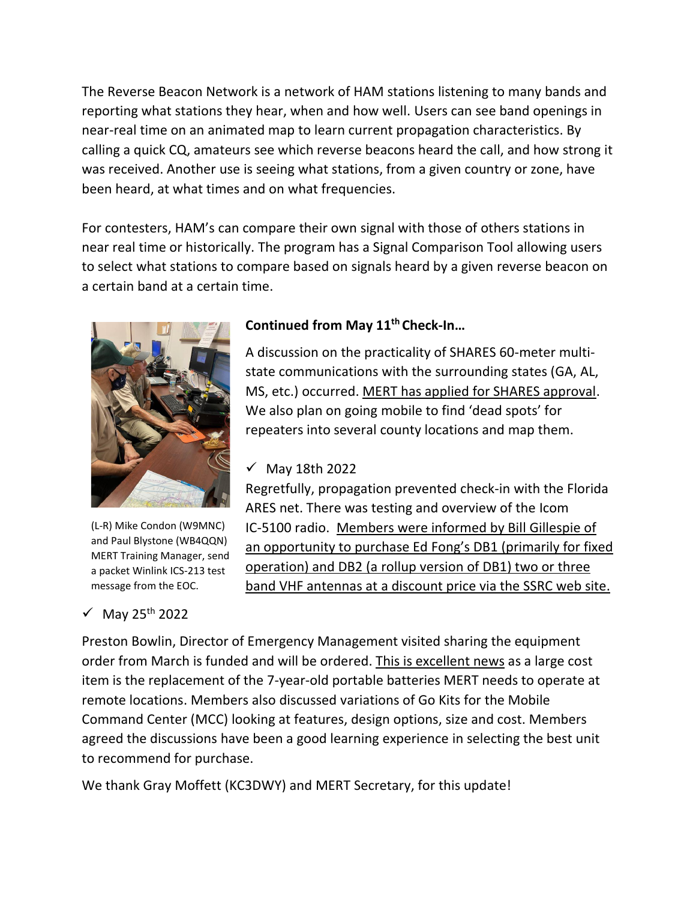The Reverse Beacon Network is a network of HAM stations listening to many bands and reporting what stations they hear, when and how well. Users can see band openings in near-real time on an animated map to learn current propagation characteristics. By calling a quick CQ, amateurs see which reverse beacons heard the call, and how strong it was received. Another use is seeing what stations, from a given country or zone, have been heard, at what times and on what frequencies.

For contesters, HAM's can compare their own signal with those of others stations in near real time or historically. The program has a Signal Comparison Tool allowing users to select what stations to compare based on signals heard by a given reverse beacon on a certain band at a certain time.

(L-R) Mike Condon (W9MNC) and Paul Blystone (WB4QQN) MERT Training Manager, send a packet Winlink ICS-213 test message from the EOC.

**Continued from May 11th Check-In…**

A discussion on the practicality of SHARES 60-meter multi-state communications with the surrounding states (GA, AL, MS, etc.) occurred. MERT has applied for SHARES approval. We also plan on going mobile to find 'dead spots' for repeaters into several county locations and map them.

- ✓ May 18th 2022

Regretfully, propagation prevented check-in with the Florida ARES net. There was testing and overview of the Icom IC-5100 radio. Members were informed by Bill Gillespie of an opportunity to purchase Ed Fong's DB1 (primarily for fixed operation) and DB2 (a rollup version of DB1) two or three band VHF antennas at a discount price via the SSRC web site.

- ✓ May 25th 2022

Preston Bowlin, Director of Emergency Management visited sharing the equipment order from March is funded and will be ordered. This is excellent news as a large cost item is the replacement of the 7-year-old portable batteries MERT needs to operate at remote locations. Members also discussed variations of Go Kits for the Mobile Command Center (MCC) looking at features, design options, size and cost. Members agreed the discussions have been a good learning experience in selecting the best unit to recommend for purchase.

We thank Gray Moffett (KC3DWY) and MERT Secretary, for this update!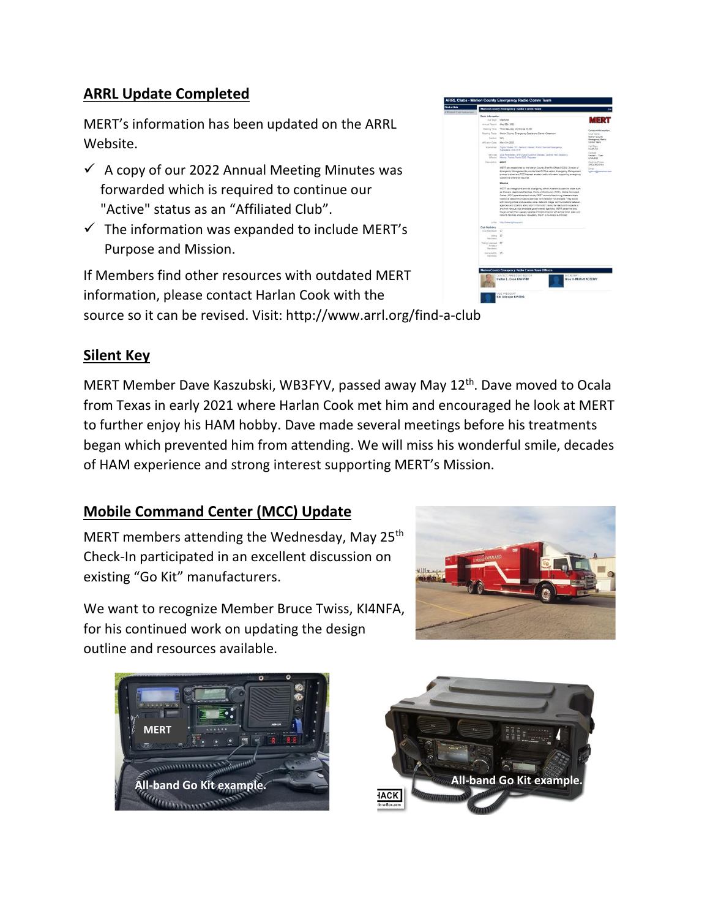## ARRL Update Completed

MERT's information has been updated on the ARRL Website.

- ✓ A copy of our 2022 Annual Meeting Minutes was forwarded which is required to continue our "Active" status as an "Affiliated Club".
- ✓ The information was expanded to include MERT's Purpose and Mission.

If Members find other resources with outdated MERT information, please contact Harlan Cook with the source so it can be revised. Visit: http://www.arrl.org/find-a-club

## Silent Key

MERT Member Dave Kaszubski, WB3FYV, passed away May 12th. Dave moved to Ocala from Texas in early 2021 where Harlan Cook met him and encouraged he look at MERT to further enjoy his HAM hobby. Dave made several meetings before his treatments began which prevented him from attending. We will miss his wonderful smile, decades of HAM experience and strong interest supporting MERT's Mission.

## Mobile Command Center (MCC) Update

MERT members attending the Wednesday, May 25th Check-In participated in an excellent discussion on existing "Go Kit" manufacturers.

We want to recognize Member Bruce Twiss, KI4NFA, for his continued work on updating the design outline and resources available.

All-band Go Kit example.

All-band Go Kit example.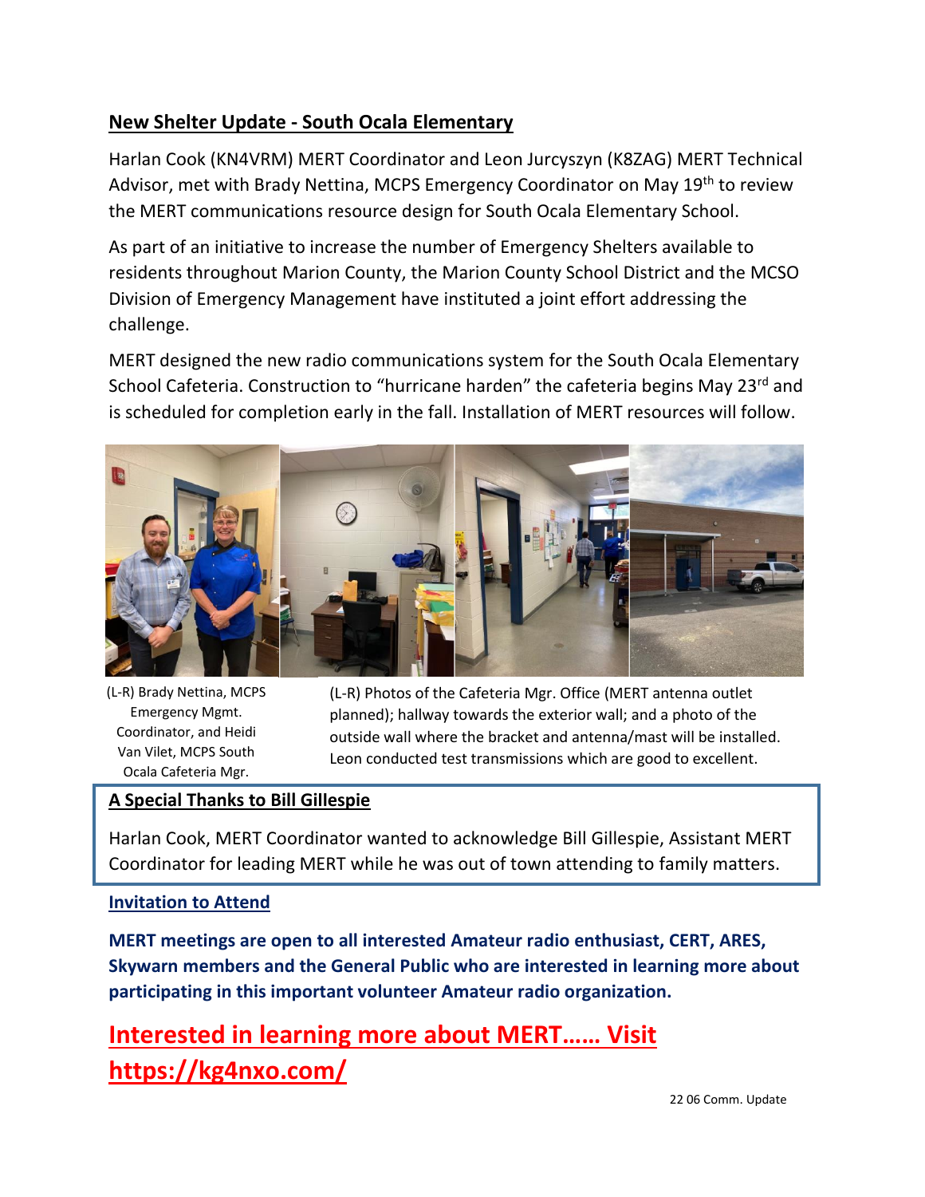## New Shelter Update - South Ocala Elementary

Harlan Cook (KN4VRM) MERT Coordinator and Leon Jurcyszyn (K8ZAG) MERT Technical Advisor, met with Brady Nettina, MCPS Emergency Coordinator on May 19th to review the MERT communications resource design for South Ocala Elementary School.

As part of an initiative to increase the number of Emergency Shelters available to residents throughout Marion County, the Marion County School District and the MCSO Division of Emergency Management have instituted a joint effort addressing the challenge.

MERT designed the new radio communications system for the South Ocala Elementary School Cafeteria. Construction to "hurricane harden" the cafeteria begins May 23rd and is scheduled for completion early in the fall. Installation of MERT resources will follow.

(L-R) Brady Nettina, MCPS Emergency Mgmt. Coordinator, and Heidi Van Vilet, MCPS South Ocala Cafeteria Mgr.

(L-R) Photos of the Cafeteria Mgr. Office (MERT antenna outlet planned); hallway towards the exterior wall; and a photo of the outside wall where the bracket and antenna/mast will be installed. Leon conducted test transmissions which are good to excellent.

## A Special Thanks to Bill Gillespie

Harlan Cook, MERT Coordinator wanted to acknowledge Bill Gillespie, Assistant MERT Coordinator for leading MERT while he was out of town attending to family matters.

## Invitation to Attend

**MERT meetings are open to all interested Amateur radio enthusiast, CERT, ARES, Skywarn members and the General Public who are interested in learning more about participating in this important volunteer Amateur radio organization.**

## Interested in learning more about MERT…… Visit https://kg4nxo.com/

22 06 Comm. Update